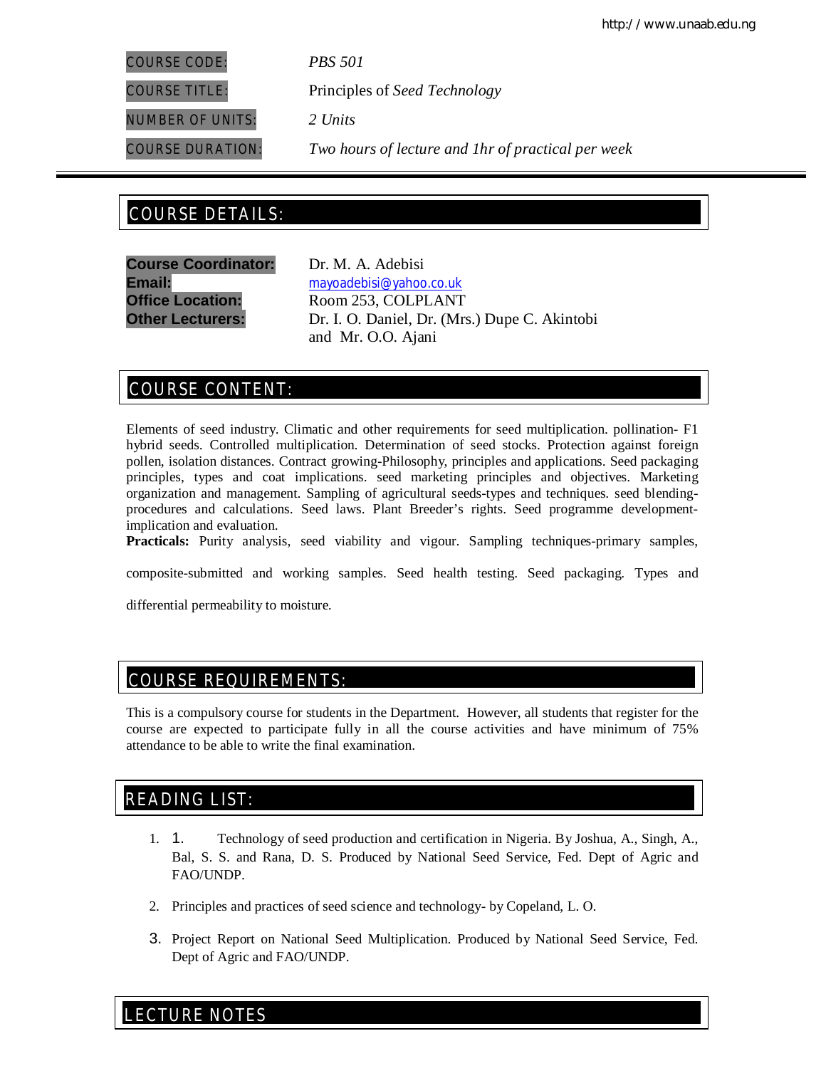| | |
|---|---|
| COURSE CODE: | *PBS 501* |
| COURSE TITLE: | Principles of *Seed Technology* |
| NUMBER OF UNITS: | *2 Units* |
| COURSE DURATION: | *Two hours of lecture and 1hr of practical per week* |

## COURSE DETAILS:

**Course Coordinator:** Dr. M. A. Adebisi
**Email:** mayoadebisi@yahoo.co.uk
**Office Location:** Room 253, COLPLANT
**Other Lecturers:** Dr. I. O. Daniel, Dr. (Mrs.) Dupe C. Akintobi and Mr. O.O. Ajani

## COURSE CONTENT:

Elements of seed industry. Climatic and other requirements for seed multiplication. pollination- F1 hybrid seeds. Controlled multiplication. Determination of seed stocks. Protection against foreign pollen, isolation distances. Contract growing-Philosophy, principles and applications. Seed packaging principles, types and coat implications. seed marketing principles and objectives. Marketing organization and management. Sampling of agricultural seeds-types and techniques. seed blending-procedures and calculations. Seed laws. Plant Breeder's rights. Seed programme development-implication and evaluation.

**Practicals:** Purity analysis, seed viability and vigour. Sampling techniques-primary samples, composite-submitted and working samples. Seed health testing. Seed packaging. Types and differential permeability to moisture.

## COURSE REQUIREMENTS:

This is a compulsory course for students in the Department. However, all students that register for the course are expected to participate fully in all the course activities and have minimum of 75% attendance to be able to write the final examination.

## READING LIST:

1. Technology of seed production and certification in Nigeria. By Joshua, A., Singh, A., Bal, S. S. and Rana, D. S. Produced by National Seed Service, Fed. Dept of Agric and FAO/UNDP.
2. Principles and practices of seed science and technology- by Copeland, L. O.
3. Project Report on National Seed Multiplication. Produced by National Seed Service, Fed. Dept of Agric and FAO/UNDP.

## LECTURE NOTES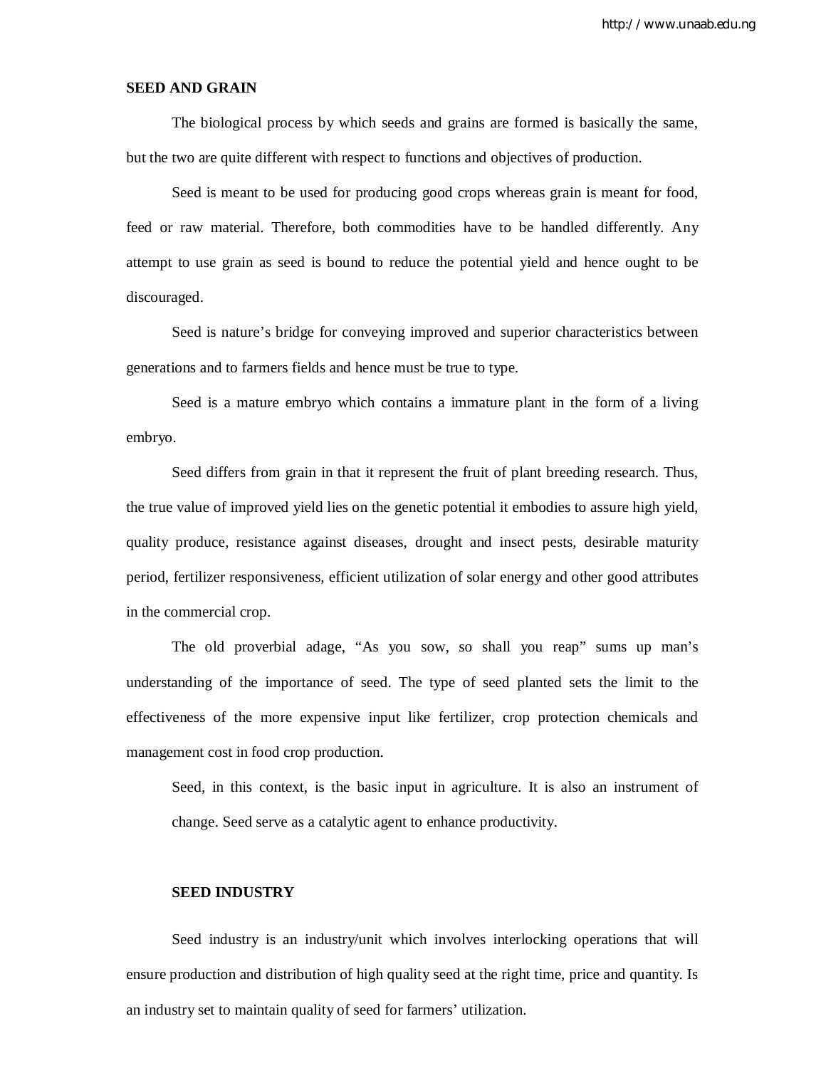## SEED AND GRAIN

The biological process by which seeds and grains are formed is basically the same, but the two are quite different with respect to functions and objectives of production.

Seed is meant to be used for producing good crops whereas grain is meant for food, feed or raw material. Therefore, both commodities have to be handled differently. Any attempt to use grain as seed is bound to reduce the potential yield and hence ought to be discouraged.

Seed is nature's bridge for conveying improved and superior characteristics between generations and to farmers fields and hence must be true to type.

Seed is a mature embryo which contains a immature plant in the form of a living embryo.

Seed differs from grain in that it represent the fruit of plant breeding research. Thus, the true value of improved yield lies on the genetic potential it embodies to assure high yield, quality produce, resistance against diseases, drought and insect pests, desirable maturity period, fertilizer responsiveness, efficient utilization of solar energy and other good attributes in the commercial crop.

The old proverbial adage, "As you sow, so shall you reap" sums up man's understanding of the importance of seed. The type of seed planted sets the limit to the effectiveness of the more expensive input like fertilizer, crop protection chemicals and management cost in food crop production.

Seed, in this context, is the basic input in agriculture. It is also an instrument of change. Seed serve as a catalytic agent to enhance productivity.

## SEED INDUSTRY

Seed industry is an industry/unit which involves interlocking operations that will ensure production and distribution of high quality seed at the right time, price and quantity. Is an industry set to maintain quality of seed for farmers' utilization.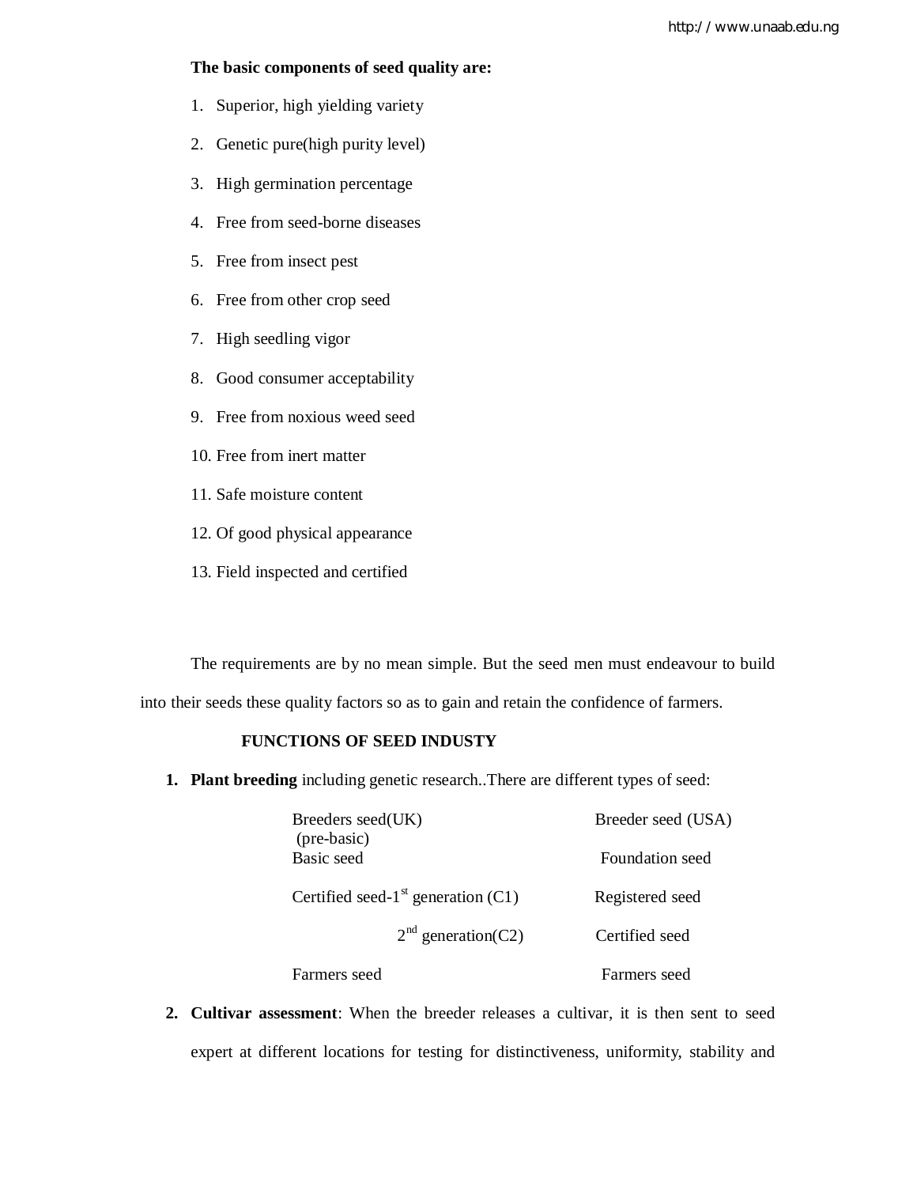**The basic components of seed quality are:**

1. Superior, high yielding variety
2. Genetic pure(high purity level)
3. High germination percentage
4. Free from seed-borne diseases
5. Free from insect pest
6. Free from other crop seed
7. High seedling vigor
8. Good consumer acceptability
9. Free from noxious weed seed
10. Free from inert matter
11. Safe moisture content
12. Of good physical appearance
13. Field inspected and certified

The requirements are by no mean simple. But the seed men must endeavour to build into their seeds these quality factors so as to gain and retain the confidence of farmers.

**FUNCTIONS OF SEED INDUSTY**

1. **Plant breeding** including genetic research..There are different types of seed:

| | |
|---|---|
| Breeders seed(UK) (pre-basic) | Breeder seed (USA) |
| Basic seed | Foundation seed |
| Certified seed-1st generation (C1) | Registered seed |
| 2nd generation(C2) | Certified seed |
| Farmers seed | Farmers seed |

2. **Cultivar assessment**: When the breeder releases a cultivar, it is then sent to seed expert at different locations for testing for distinctiveness, uniformity, stability and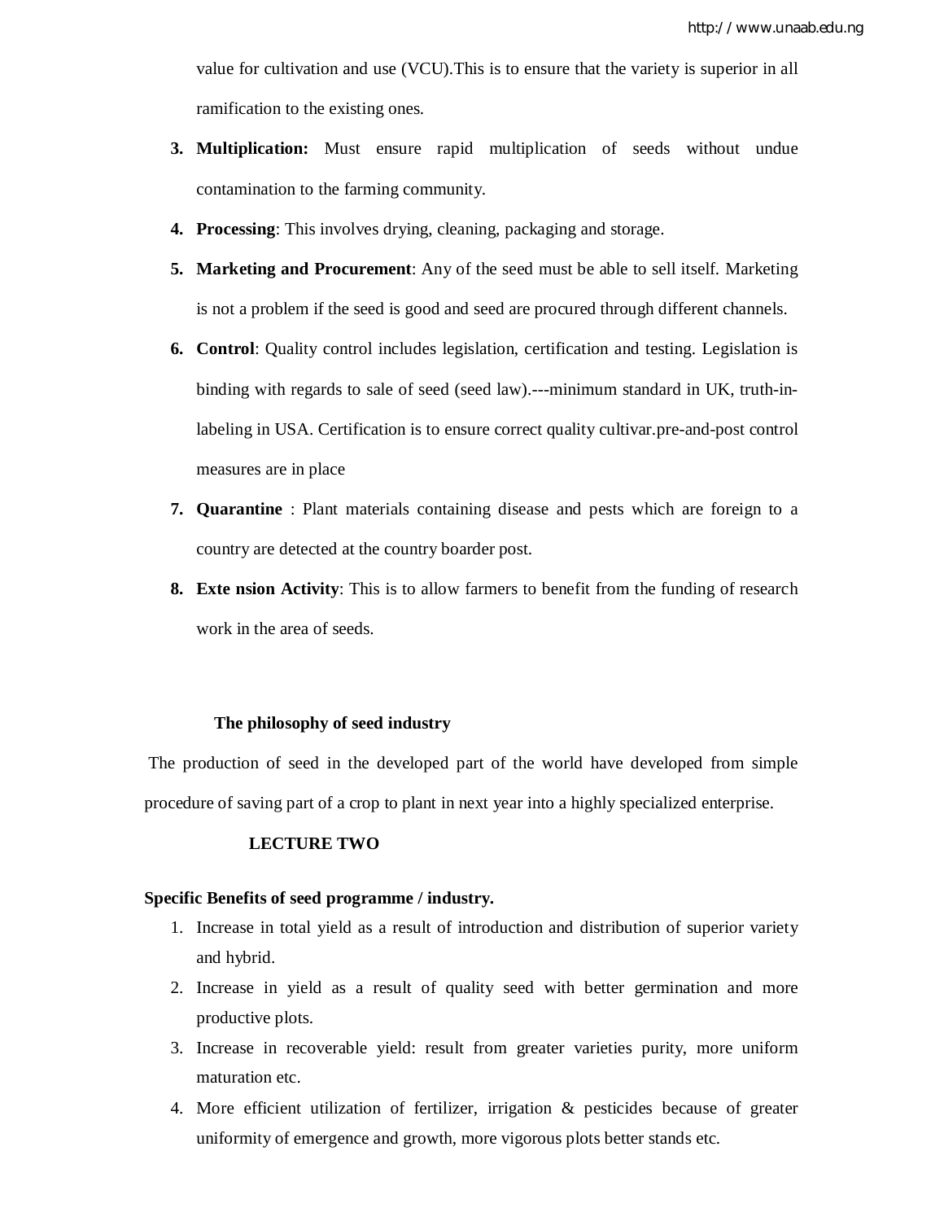value for cultivation and use (VCU).This is to ensure that the variety is superior in all ramification to the existing ones.

3. **Multiplication:** Must ensure rapid multiplication of seeds without undue contamination to the farming community.
4. **Processing**: This involves drying, cleaning, packaging and storage.
5. **Marketing and Procurement**: Any of the seed must be able to sell itself. Marketing is not a problem if the seed is good and seed are procured through different channels.
6. **Control**: Quality control includes legislation, certification and testing. Legislation is binding with regards to sale of seed (seed law).---minimum standard in UK, truth-in-labeling in USA. Certification is to ensure correct quality cultivar.pre-and-post control measures are in place
7. **Quarantine** : Plant materials containing disease and pests which are foreign to a country are detected at the country boarder post.
8. **Exte nsion Activity**: This is to allow farmers to benefit from the funding of research work in the area of seeds.

**The philosophy of seed industry**

The production of seed in the developed part of the world have developed from simple procedure of saving part of a crop to plant in next year into a highly specialized enterprise.

## LECTURE TWO

**Specific Benefits of seed programme / industry.**

1. Increase in total yield as a result of introduction and distribution of superior variety and hybrid.
2. Increase in yield as a result of quality seed with better germination and more productive plots.
3. Increase in recoverable yield: result from greater varieties purity, more uniform maturation etc.
4. More efficient utilization of fertilizer, irrigation & pesticides because of greater uniformity of emergence and growth, more vigorous plots better stands etc.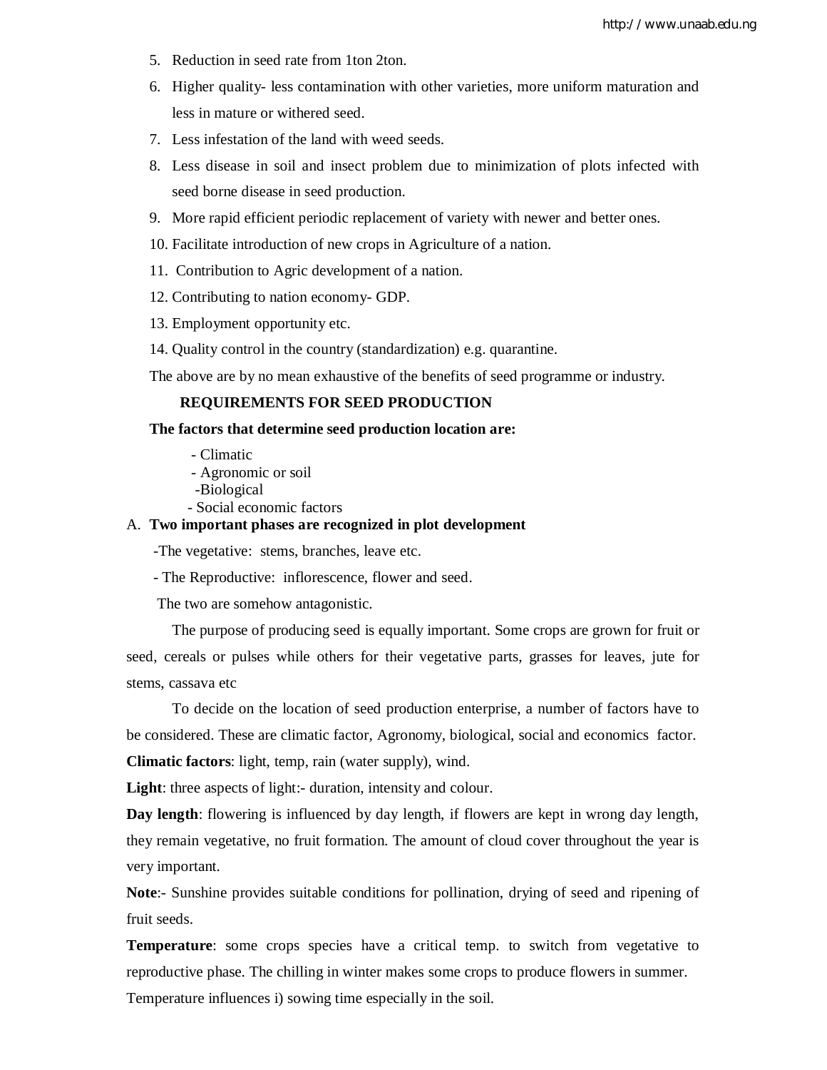5. Reduction in seed rate from 1ton 2ton.
6. Higher quality- less contamination with other varieties, more uniform maturation and less in mature or withered seed.
7. Less infestation of the land with weed seeds.
8. Less disease in soil and insect problem due to minimization of plots infected with seed borne disease in seed production.
9. More rapid efficient periodic replacement of variety with newer and better ones.
10. Facilitate introduction of new crops in Agriculture of a nation.
11. Contribution to Agric development of a nation.
12. Contributing to nation economy- GDP.
13. Employment opportunity etc.
14. Quality control in the country (standardization) e.g. quarantine.

The above are by no mean exhaustive of the benefits of seed programme or industry.

## REQUIREMENTS FOR SEED PRODUCTION

**The factors that determine seed production location are:**

- Climatic
- Agronomic or soil
- Biological
- Social economic factors

A. **Two important phases are recognized in plot development**

-The vegetative: stems, branches, leave etc.

- The Reproductive: inflorescence, flower and seed.

The two are somehow antagonistic.

The purpose of producing seed is equally important. Some crops are grown for fruit or seed, cereals or pulses while others for their vegetative parts, grasses for leaves, jute for stems, cassava etc

To decide on the location of seed production enterprise, a number of factors have to be considered. These are climatic factor, Agronomy, biological, social and economics factor.

**Climatic factors**: light, temp, rain (water supply), wind.

**Light**: three aspects of light:- duration, intensity and colour.

**Day length**: flowering is influenced by day length, if flowers are kept in wrong day length, they remain vegetative, no fruit formation. The amount of cloud cover throughout the year is very important.

**Note**:- Sunshine provides suitable conditions for pollination, drying of seed and ripening of fruit seeds.

**Temperature**: some crops species have a critical temp. to switch from vegetative to reproductive phase. The chilling in winter makes some crops to produce flowers in summer.

Temperature influences i) sowing time especially in the soil.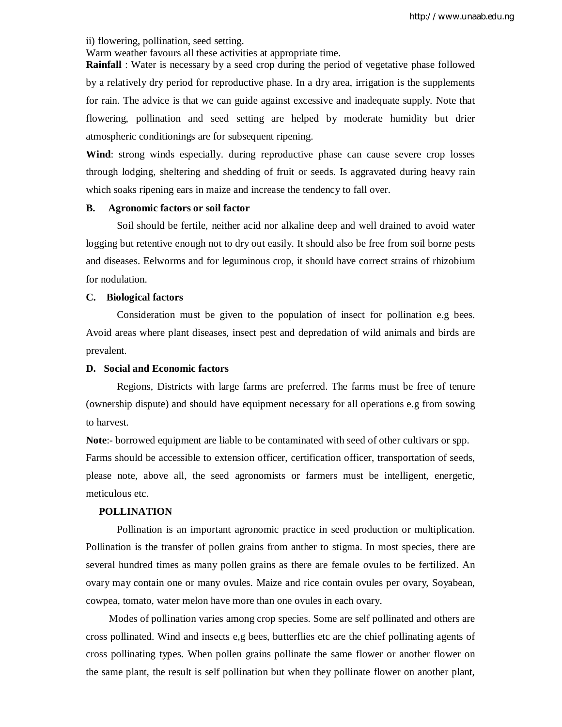ii) flowering, pollination, seed setting.
Warm weather favours all these activities at appropriate time.

**Rainfall** : Water is necessary by a seed crop during the period of vegetative phase followed by a relatively dry period for reproductive phase. In a dry area, irrigation is the supplements for rain. The advice is that we can guide against excessive and inadequate supply. Note that flowering, pollination and seed setting are helped by moderate humidity but drier atmospheric conditionings are for subsequent ripening.

**Wind**: strong winds especially. during reproductive phase can cause severe crop losses through lodging, sheltering and shedding of fruit or seeds. Is aggravated during heavy rain which soaks ripening ears in maize and increase the tendency to fall over.

**B. Agronomic factors or soil factor**

Soil should be fertile, neither acid nor alkaline deep and well drained to avoid water logging but retentive enough not to dry out easily. It should also be free from soil borne pests and diseases. Eelworms and for leguminous crop, it should have correct strains of rhizobium for nodulation.

**C. Biological factors**

Consideration must be given to the population of insect for pollination e.g bees. Avoid areas where plant diseases, insect pest and depredation of wild animals and birds are prevalent.

**D. Social and Economic factors**

Regions, Districts with large farms are preferred. The farms must be free of tenure (ownership dispute) and should have equipment necessary for all operations e.g from sowing to harvest.

**Note**:- borrowed equipment are liable to be contaminated with seed of other cultivars or spp. Farms should be accessible to extension officer, certification officer, transportation of seeds, please note, above all, the seed agronomists or farmers must be intelligent, energetic, meticulous etc.

**POLLINATION**

Pollination is an important agronomic practice in seed production or multiplication. Pollination is the transfer of pollen grains from anther to stigma. In most species, there are several hundred times as many pollen grains as there are female ovules to be fertilized. An ovary may contain one or many ovules. Maize and rice contain ovules per ovary, Soyabean, cowpea, tomato, water melon have more than one ovules in each ovary.

Modes of pollination varies among crop species. Some are self pollinated and others are cross pollinated. Wind and insects e,g bees, butterflies etc are the chief pollinating agents of cross pollinating types. When pollen grains pollinate the same flower or another flower on the same plant, the result is self pollination but when they pollinate flower on another plant,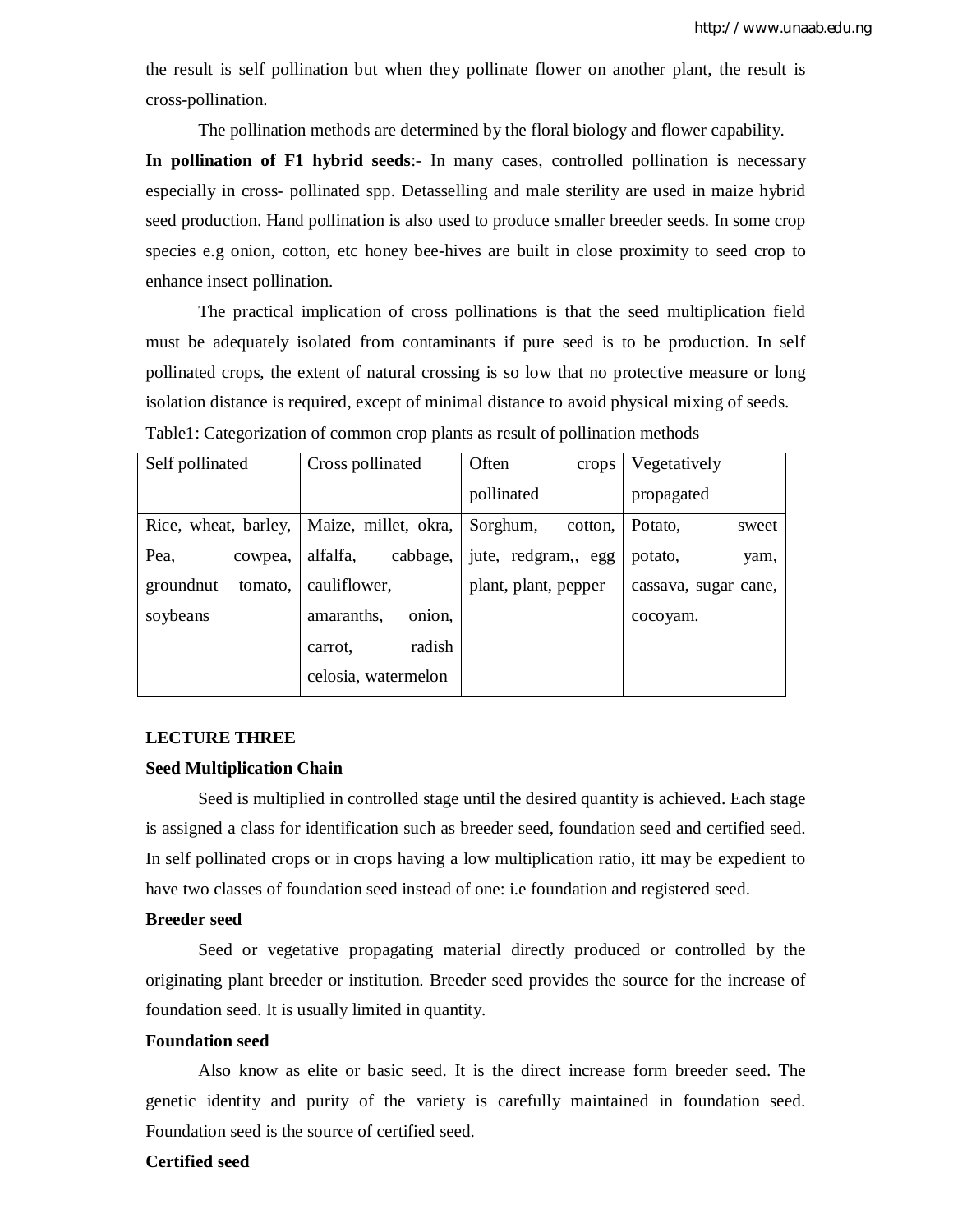the result is self pollination but when they pollinate flower on another plant, the result is cross-pollination.

The pollination methods are determined by the floral biology and flower capability.

**In pollination of F1 hybrid seeds**:- In many cases, controlled pollination is necessary especially in cross- pollinated spp. Detasselling and male sterility are used in maize hybrid seed production. Hand pollination is also used to produce smaller breeder seeds. In some crop species e.g onion, cotton, etc honey bee-hives are built in close proximity to seed crop to enhance insect pollination.

The practical implication of cross pollinations is that the seed multiplication field must be adequately isolated from contaminants if pure seed is to be production. In self pollinated crops, the extent of natural crossing is so low that no protective measure or long isolation distance is required, except of minimal distance to avoid physical mixing of seeds.

Table1: Categorization of common crop plants as result of pollination methods

| Self pollinated | Cross pollinated | Often crops pollinated | Vegetatively propagated |
|---|---|---|---|
| Rice, wheat, barley, Pea, cowpea, groundnut tomato, soybeans | Maize, millet, okra, alfalfa, cabbage, cauliflower, amaranths, onion, carrot, radish celosia, watermelon | Sorghum, cotton, jute, redgram,, egg plant, plant, pepper | Potato, sweet potato, yam, cassava, sugar cane, cocoyam. |

## LECTURE THREE

### Seed Multiplication Chain

Seed is multiplied in controlled stage until the desired quantity is achieved. Each stage is assigned a class for identification such as breeder seed, foundation seed and certified seed. In self pollinated crops or in crops having a low multiplication ratio, itt may be expedient to have two classes of foundation seed instead of one: i.e foundation and registered seed.

**Breeder seed**

Seed or vegetative propagating material directly produced or controlled by the originating plant breeder or institution. Breeder seed provides the source for the increase of foundation seed. It is usually limited in quantity.

**Foundation seed**

Also know as elite or basic seed. It is the direct increase form breeder seed. The genetic identity and purity of the variety is carefully maintained in foundation seed. Foundation seed is the source of certified seed.

**Certified seed**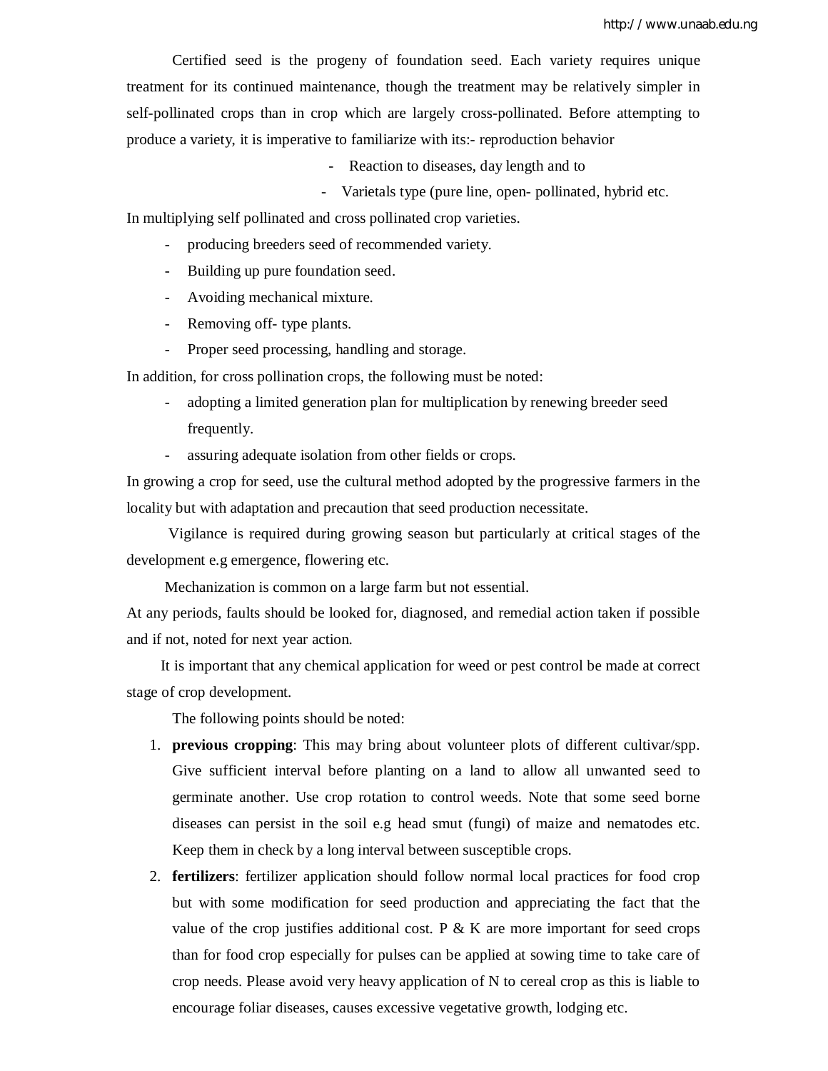Certified seed is the progeny of foundation seed. Each variety requires unique treatment for its continued maintenance, though the treatment may be relatively simpler in self-pollinated crops than in crop which are largely cross-pollinated. Before attempting to produce a variety, it is imperative to familiarize with its:- reproduction behavior

- Reaction to diseases, day length and to
- Varietals type (pure line, open- pollinated, hybrid etc.

In multiplying self pollinated and cross pollinated crop varieties.

- producing breeders seed of recommended variety.
- Building up pure foundation seed.
- Avoiding mechanical mixture.
- Removing off- type plants.
- Proper seed processing, handling and storage.

In addition, for cross pollination crops, the following must be noted:

- adopting a limited generation plan for multiplication by renewing breeder seed frequently.
- assuring adequate isolation from other fields or crops.

In growing a crop for seed, use the cultural method adopted by the progressive farmers in the locality but with adaptation and precaution that seed production necessitate.

Vigilance is required during growing season but particularly at critical stages of the development e.g emergence, flowering etc.

Mechanization is common on a large farm but not essential.

At any periods, faults should be looked for, diagnosed, and remedial action taken if possible and if not, noted for next year action.

It is important that any chemical application for weed or pest control be made at correct stage of crop development.

The following points should be noted:

1. **previous cropping**: This may bring about volunteer plots of different cultivar/spp. Give sufficient interval before planting on a land to allow all unwanted seed to germinate another. Use crop rotation to control weeds. Note that some seed borne diseases can persist in the soil e.g head smut (fungi) of maize and nematodes etc. Keep them in check by a long interval between susceptible crops.
2. **fertilizers**: fertilizer application should follow normal local practices for food crop but with some modification for seed production and appreciating the fact that the value of the crop justifies additional cost. P & K are more important for seed crops than for food crop especially for pulses can be applied at sowing time to take care of crop needs. Please avoid very heavy application of N to cereal crop as this is liable to encourage foliar diseases, causes excessive vegetative growth, lodging etc.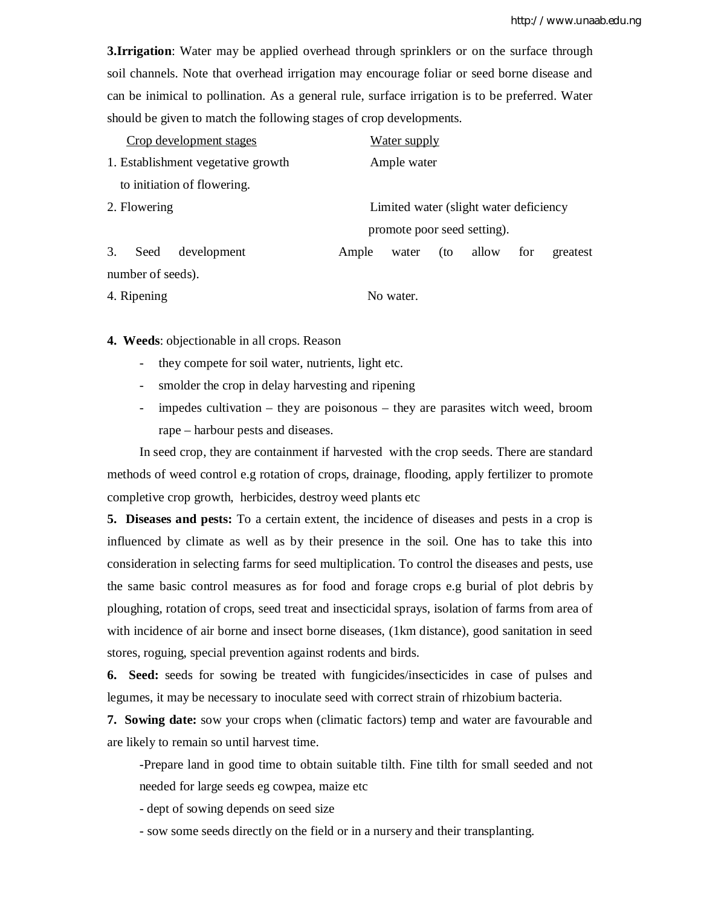**3.Irrigation**: Water may be applied overhead through sprinklers or on the surface through soil channels. Note that overhead irrigation may encourage foliar or seed borne disease and can be inimical to pollination. As a general rule, surface irrigation is to be preferred. Water should be given to match the following stages of crop developments.

| Crop development stages | Water supply |
|---|---|
| 1. Establishment vegetative growth to initiation of flowering. | Ample water |
| 2. Flowering | Limited water (slight water deficiency promote poor seed setting). |
| 3. Seed development | Ample water (to allow for greatest number of seeds). |
| 4. Ripening | No water. |

**4. Weeds**: objectionable in all crops. Reason

- they compete for soil water, nutrients, light etc.
- smolder the crop in delay harvesting and ripening
- impedes cultivation – they are poisonous – they are parasites witch weed, broom rape – harbour pests and diseases.

In seed crop, they are containment if harvested with the crop seeds. There are standard methods of weed control e.g rotation of crops, drainage, flooding, apply fertilizer to promote completive crop growth, herbicides, destroy weed plants etc

**5. Diseases and pests:** To a certain extent, the incidence of diseases and pests in a crop is influenced by climate as well as by their presence in the soil. One has to take this into consideration in selecting farms for seed multiplication. To control the diseases and pests, use the same basic control measures as for food and forage crops e.g burial of plot debris by ploughing, rotation of crops, seed treat and insecticidal sprays, isolation of farms from area of with incidence of air borne and insect borne diseases, (1km distance), good sanitation in seed stores, roguing, special prevention against rodents and birds.

**6. Seed:** seeds for sowing be treated with fungicides/insecticides in case of pulses and legumes, it may be necessary to inoculate seed with correct strain of rhizobium bacteria.

**7. Sowing date:** sow your crops when (climatic factors) temp and water are favourable and are likely to remain so until harvest time.

-Prepare land in good time to obtain suitable tilth. Fine tilth for small seeded and not needed for large seeds eg cowpea, maize etc

- dept of sowing depends on seed size

- sow some seeds directly on the field or in a nursery and their transplanting.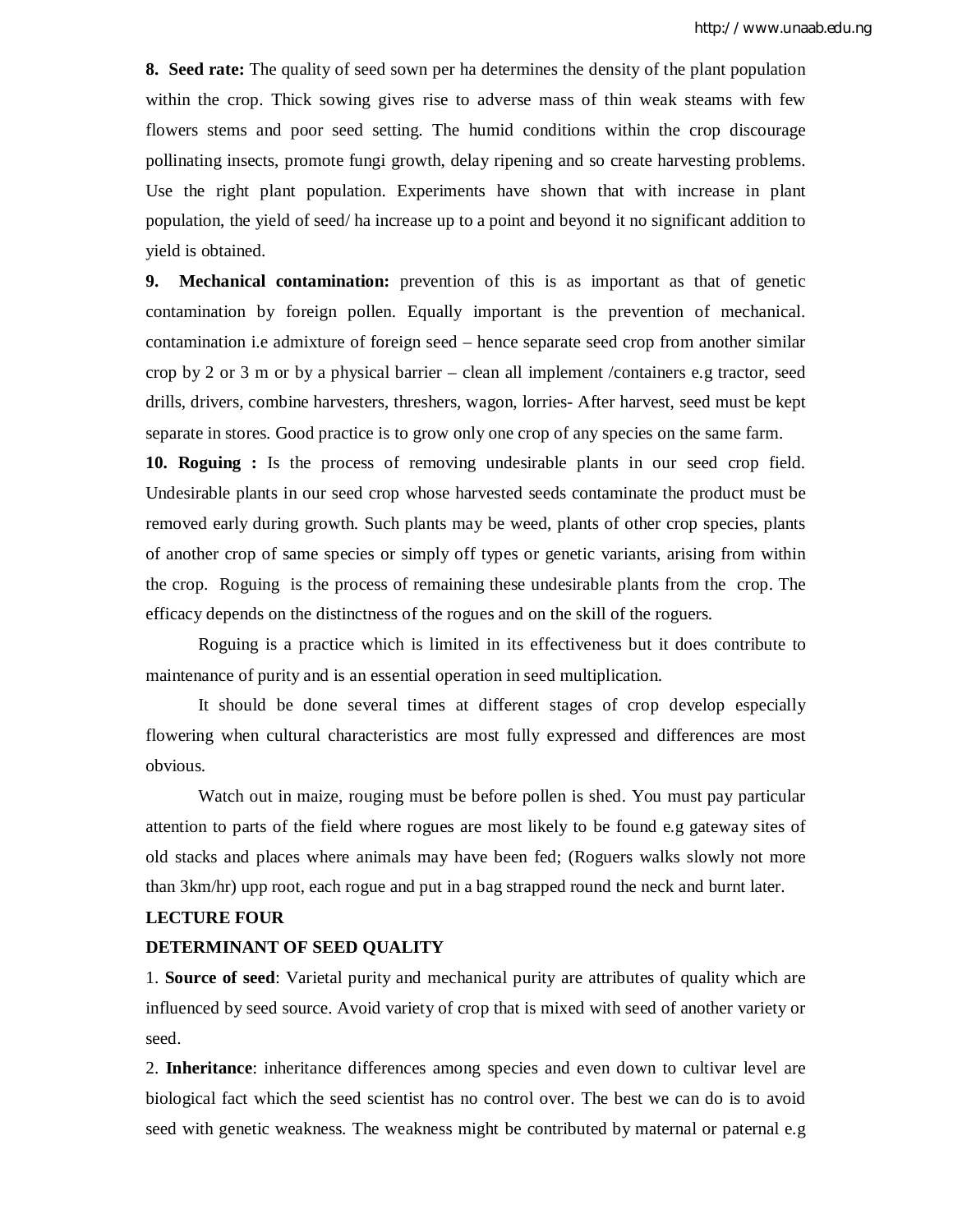**8. Seed rate:** The quality of seed sown per ha determines the density of the plant population within the crop. Thick sowing gives rise to adverse mass of thin weak steams with few flowers stems and poor seed setting. The humid conditions within the crop discourage pollinating insects, promote fungi growth, delay ripening and so create harvesting problems. Use the right plant population. Experiments have shown that with increase in plant population, the yield of seed/ ha increase up to a point and beyond it no significant addition to yield is obtained.

**9. Mechanical contamination:** prevention of this is as important as that of genetic contamination by foreign pollen. Equally important is the prevention of mechanical. contamination i.e admixture of foreign seed – hence separate seed crop from another similar crop by 2 or 3 m or by a physical barrier – clean all implement /containers e.g tractor, seed drills, drivers, combine harvesters, threshers, wagon, lorries- After harvest, seed must be kept separate in stores. Good practice is to grow only one crop of any species on the same farm.

**10. Roguing :** Is the process of removing undesirable plants in our seed crop field. Undesirable plants in our seed crop whose harvested seeds contaminate the product must be removed early during growth. Such plants may be weed, plants of other crop species, plants of another crop of same species or simply off types or genetic variants, arising from within the crop. Roguing is the process of remaining these undesirable plants from the crop. The efficacy depends on the distinctness of the rogues and on the skill of the roguers.

Roguing is a practice which is limited in its effectiveness but it does contribute to maintenance of purity and is an essential operation in seed multiplication.

It should be done several times at different stages of crop develop especially flowering when cultural characteristics are most fully expressed and differences are most obvious.

Watch out in maize, rouging must be before pollen is shed. You must pay particular attention to parts of the field where rogues are most likely to be found e.g gateway sites of old stacks and places where animals may have been fed; (Roguers walks slowly not more than 3km/hr) upp root, each rogue and put in a bag strapped round the neck and burnt later.

## LECTURE FOUR

## DETERMINANT OF SEED QUALITY

1. **Source of seed**: Varietal purity and mechanical purity are attributes of quality which are influenced by seed source. Avoid variety of crop that is mixed with seed of another variety or seed.

2. **Inheritance**: inheritance differences among species and even down to cultivar level are biological fact which the seed scientist has no control over. The best we can do is to avoid seed with genetic weakness. The weakness might be contributed by maternal or paternal e.g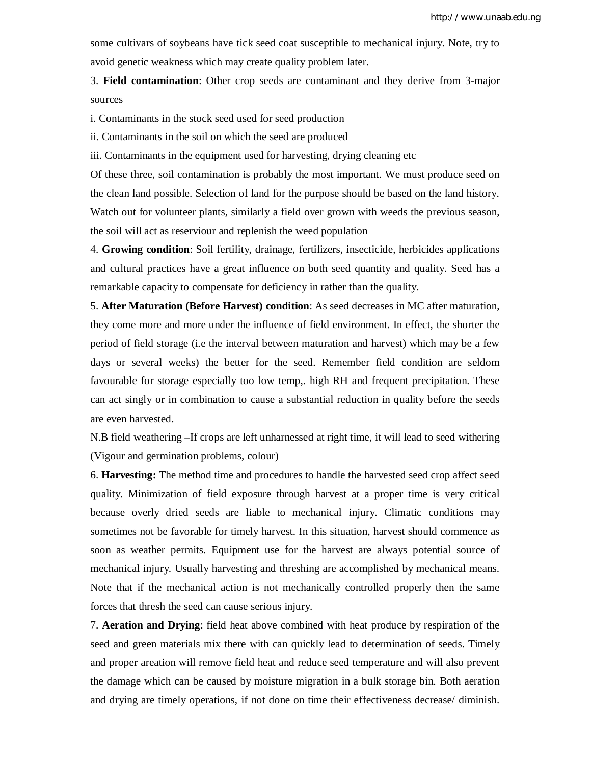some cultivars of soybeans have tick seed coat susceptible to mechanical injury. Note, try to avoid genetic weakness which may create quality problem later.

3. **Field contamination**: Other crop seeds are contaminant and they derive from 3-major sources

i. Contaminants in the stock seed used for seed production

ii. Contaminants in the soil on which the seed are produced

iii. Contaminants in the equipment used for harvesting, drying cleaning etc

Of these three, soil contamination is probably the most important. We must produce seed on the clean land possible. Selection of land for the purpose should be based on the land history. Watch out for volunteer plants, similarly a field over grown with weeds the previous season, the soil will act as reserviour and replenish the weed population

4. **Growing condition**: Soil fertility, drainage, fertilizers, insecticide, herbicides applications and cultural practices have a great influence on both seed quantity and quality. Seed has a remarkable capacity to compensate for deficiency in rather than the quality.

5. **After Maturation (Before Harvest) condition**: As seed decreases in MC after maturation, they come more and more under the influence of field environment. In effect, the shorter the period of field storage (i.e the interval between maturation and harvest) which may be a few days or several weeks) the better for the seed. Remember field condition are seldom favourable for storage especially too low temp,. high RH and frequent precipitation. These can act singly or in combination to cause a substantial reduction in quality before the seeds are even harvested.

N.B field weathering –If crops are left unharnessed at right time, it will lead to seed withering (Vigour and germination problems, colour)

6. **Harvesting:** The method time and procedures to handle the harvested seed crop affect seed quality. Minimization of field exposure through harvest at a proper time is very critical because overly dried seeds are liable to mechanical injury. Climatic conditions may sometimes not be favorable for timely harvest. In this situation, harvest should commence as soon as weather permits. Equipment use for the harvest are always potential source of mechanical injury. Usually harvesting and threshing are accomplished by mechanical means. Note that if the mechanical action is not mechanically controlled properly then the same forces that thresh the seed can cause serious injury.

7. **Aeration and Drying**: field heat above combined with heat produce by respiration of the seed and green materials mix there with can quickly lead to determination of seeds. Timely and proper areation will remove field heat and reduce seed temperature and will also prevent the damage which can be caused by moisture migration in a bulk storage bin. Both aeration and drying are timely operations, if not done on time their effectiveness decrease/ diminish.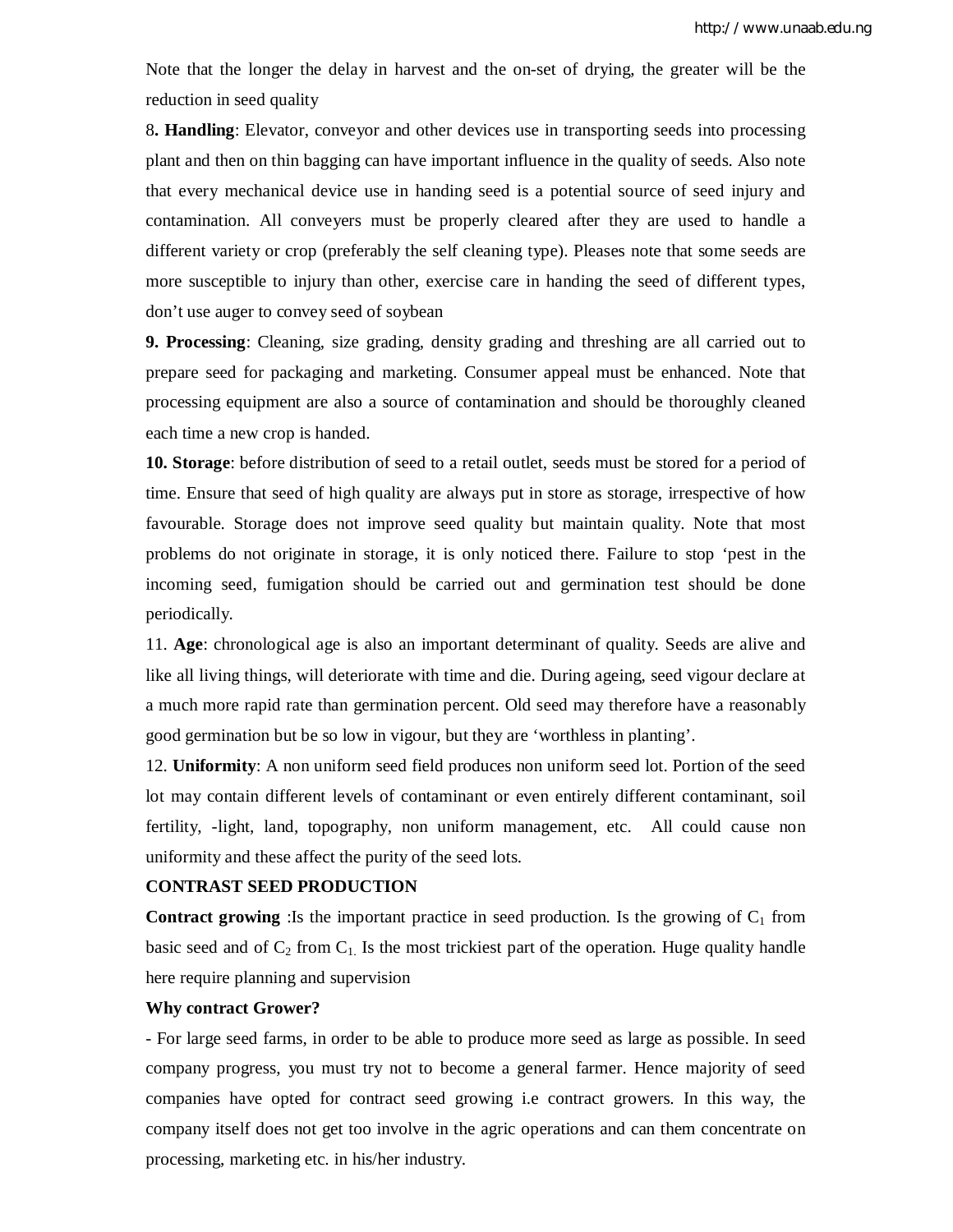Note that the longer the delay in harvest and the on-set of drying, the greater will be the reduction in seed quality

8**. Handling**: Elevator, conveyor and other devices use in transporting seeds into processing plant and then on thin bagging can have important influence in the quality of seeds. Also note that every mechanical device use in handing seed is a potential source of seed injury and contamination. All conveyers must be properly cleared after they are used to handle a different variety or crop (preferably the self cleaning type). Pleases note that some seeds are more susceptible to injury than other, exercise care in handing the seed of different types, don't use auger to convey seed of soybean

**9. Processing**: Cleaning, size grading, density grading and threshing are all carried out to prepare seed for packaging and marketing. Consumer appeal must be enhanced. Note that processing equipment are also a source of contamination and should be thoroughly cleaned each time a new crop is handed.

**10. Storage**: before distribution of seed to a retail outlet, seeds must be stored for a period of time. Ensure that seed of high quality are always put in store as storage, irrespective of how favourable. Storage does not improve seed quality but maintain quality. Note that most problems do not originate in storage, it is only noticed there. Failure to stop 'pest in the incoming seed, fumigation should be carried out and germination test should be done periodically.

11. **Age**: chronological age is also an important determinant of quality. Seeds are alive and like all living things, will deteriorate with time and die. During ageing, seed vigour declare at a much more rapid rate than germination percent. Old seed may therefore have a reasonably good germination but be so low in vigour, but they are 'worthless in planting'.

12. **Uniformity**: A non uniform seed field produces non uniform seed lot. Portion of the seed lot may contain different levels of contaminant or even entirely different contaminant, soil fertility, -light, land, topography, non uniform management, etc. All could cause non uniformity and these affect the purity of the seed lots.

**CONTRAST SEED PRODUCTION**

**Contract growing** :Is the important practice in seed production. Is the growing of $C_1$ from basic seed and of $C_2$ from $C_1$. Is the most trickiest part of the operation. Huge quality handle here require planning and supervision

**Why contract Grower?**

- For large seed farms, in order to be able to produce more seed as large as possible. In seed company progress, you must try not to become a general farmer. Hence majority of seed companies have opted for contract seed growing i.e contract growers. In this way, the company itself does not get too involve in the agric operations and can them concentrate on processing, marketing etc. in his/her industry.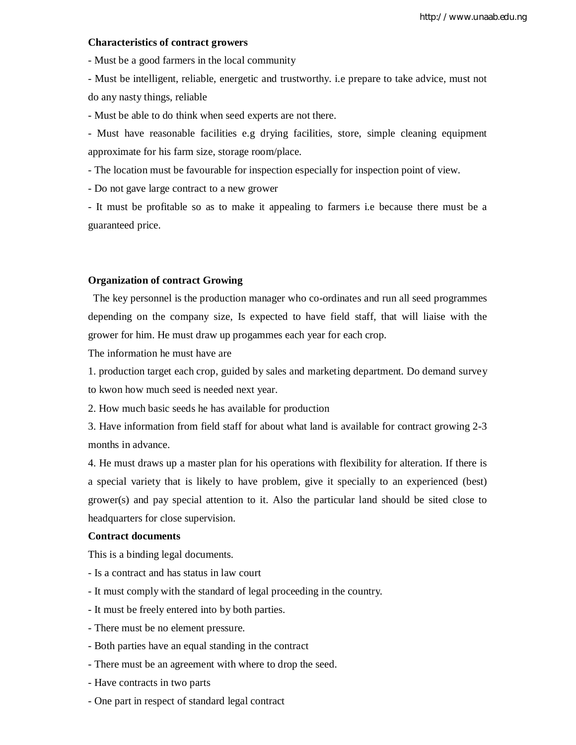**Characteristics of contract growers**

- Must be a good farmers in the local community
- Must be intelligent, reliable, energetic and trustworthy. i.e prepare to take advice, must not do any nasty things, reliable
- Must be able to do think when seed experts are not there.
- Must have reasonable facilities e.g drying facilities, store, simple cleaning equipment approximate for his farm size, storage room/place.
- The location must be favourable for inspection especially for inspection point of view.
- Do not gave large contract to a new grower
- It must be profitable so as to make it appealing to farmers i.e because there must be a guaranteed price.

**Organization of contract Growing**

The key personnel is the production manager who co-ordinates and run all seed programmes depending on the company size, Is expected to have field staff, that will liaise with the grower for him. He must draw up progammes each year for each crop.

The information he must have are

1. production target each crop, guided by sales and marketing department. Do demand survey to kwon how much seed is needed next year.
2. How much basic seeds he has available for production
3. Have information from field staff for about what land is available for contract growing 2-3 months in advance.
4. He must draws up a master plan for his operations with flexibility for alteration. If there is a special variety that is likely to have problem, give it specially to an experienced (best) grower(s) and pay special attention to it. Also the particular land should be sited close to headquarters for close supervision.

**Contract documents**

This is a binding legal documents.

- Is a contract and has status in law court
- It must comply with the standard of legal proceeding in the country.
- It must be freely entered into by both parties.
- There must be no element pressure.
- Both parties have an equal standing in the contract
- There must be an agreement with where to drop the seed.
- Have contracts in two parts
- One part in respect of standard legal contract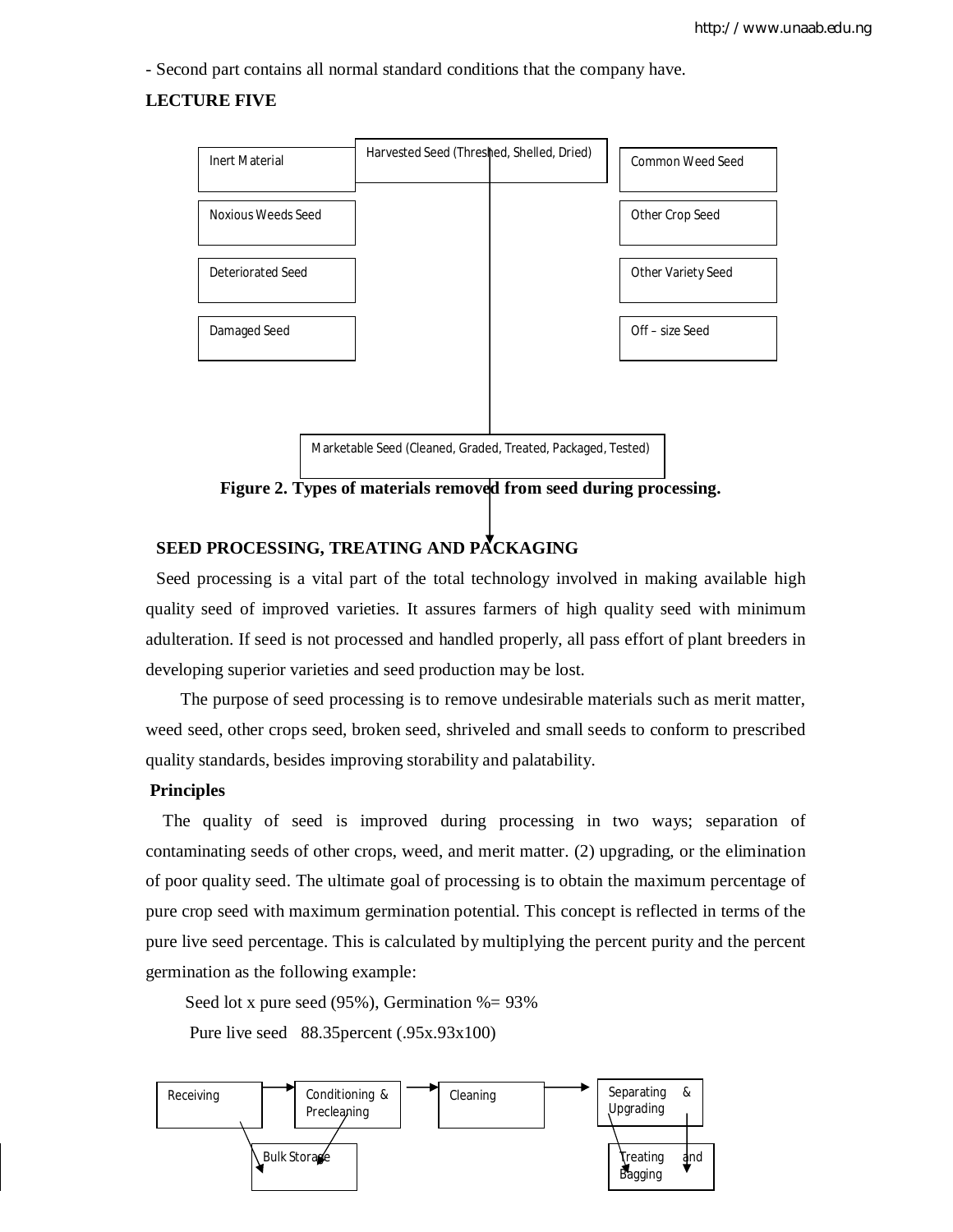- Second part contains all normal standard conditions that the company have.

**LECTURE FIVE**

Harvested Seed (Threshed, Shelled, Dried)

Inert Material

Noxious Weeds Seed

Deteriorated Seed

Damaged Seed

Common Weed Seed

Other Crop Seed

Other Variety Seed

Off – size Seed

Marketable Seed (Cleaned, Graded, Treated, Packaged, Tested)

**Figure 2. Types of materials removed from seed during processing.**

## SEED PROCESSING, TREATING AND PACKAGING

Seed processing is a vital part of the total technology involved in making available high quality seed of improved varieties. It assures farmers of high quality seed with minimum adulteration. If seed is not processed and handled properly, all pass effort of plant breeders in developing superior varieties and seed production may be lost.

The purpose of seed processing is to remove undesirable materials such as merit matter, weed seed, other crops seed, broken seed, shriveled and small seeds to conform to prescribed quality standards, besides improving storability and palatability.

**Principles**

The quality of seed is improved during processing in two ways; separation of contaminating seeds of other crops, weed, and merit matter. (2) upgrading, or the elimination of poor quality seed. The ultimate goal of processing is to obtain the maximum percentage of pure crop seed with maximum germination potential. This concept is reflected in terms of the pure live seed percentage. This is calculated by multiplying the percent purity and the percent germination as the following example:

Seed lot x pure seed (95%), Germination %= 93%

Pure live seed 88.35percent (.95x.93x100)

Receiving → Conditioning & Precleaning → Cleaning → Separating & Upgrading

Bulk Storage

Treating and Bagging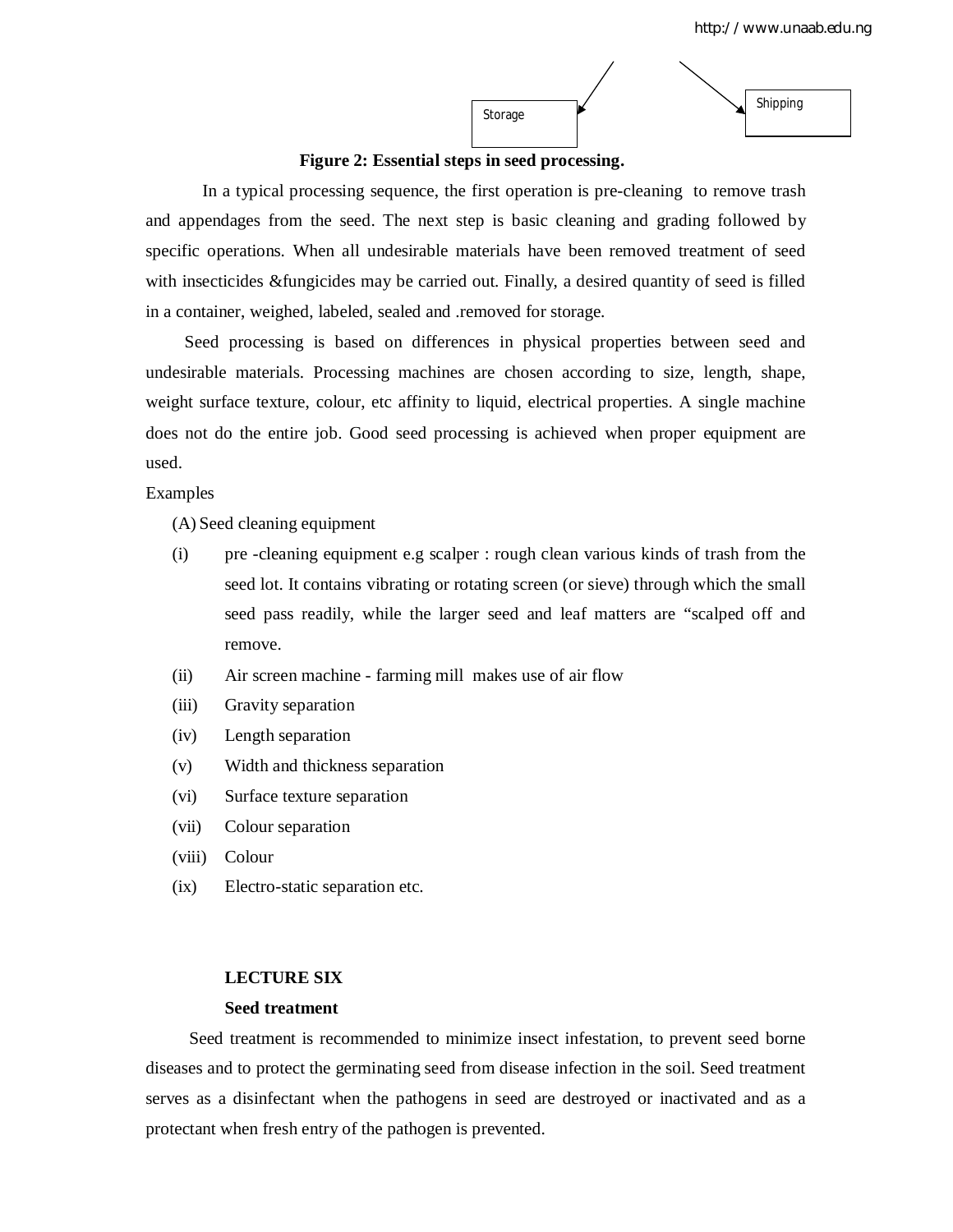Storage

Shipping

**Figure 2: Essential steps in seed processing.**

In a typical processing sequence, the first operation is pre-cleaning to remove trash and appendages from the seed. The next step is basic cleaning and grading followed by specific operations. When all undesirable materials have been removed treatment of seed with insecticides &fungicides may be carried out. Finally, a desired quantity of seed is filled in a container, weighed, labeled, sealed and .removed for storage.

Seed processing is based on differences in physical properties between seed and undesirable materials. Processing machines are chosen according to size, length, shape, weight surface texture, colour, etc affinity to liquid, electrical properties. A single machine does not do the entire job. Good seed processing is achieved when proper equipment are used.

Examples

(A) Seed cleaning equipment

(i) pre -cleaning equipment e.g scalper : rough clean various kinds of trash from the seed lot. It contains vibrating or rotating screen (or sieve) through which the small seed pass readily, while the larger seed and leaf matters are "scalped off and remove.

(ii) Air screen machine - farming mill makes use of air flow

(iii) Gravity separation

(iv) Length separation

(v) Width and thickness separation

(vi) Surface texture separation

(vii) Colour separation

(viii) Colour

(ix) Electro-static separation etc.

## LECTURE SIX

### Seed treatment

Seed treatment is recommended to minimize insect infestation, to prevent seed borne diseases and to protect the germinating seed from disease infection in the soil. Seed treatment serves as a disinfectant when the pathogens in seed are destroyed or inactivated and as a protectant when fresh entry of the pathogen is prevented.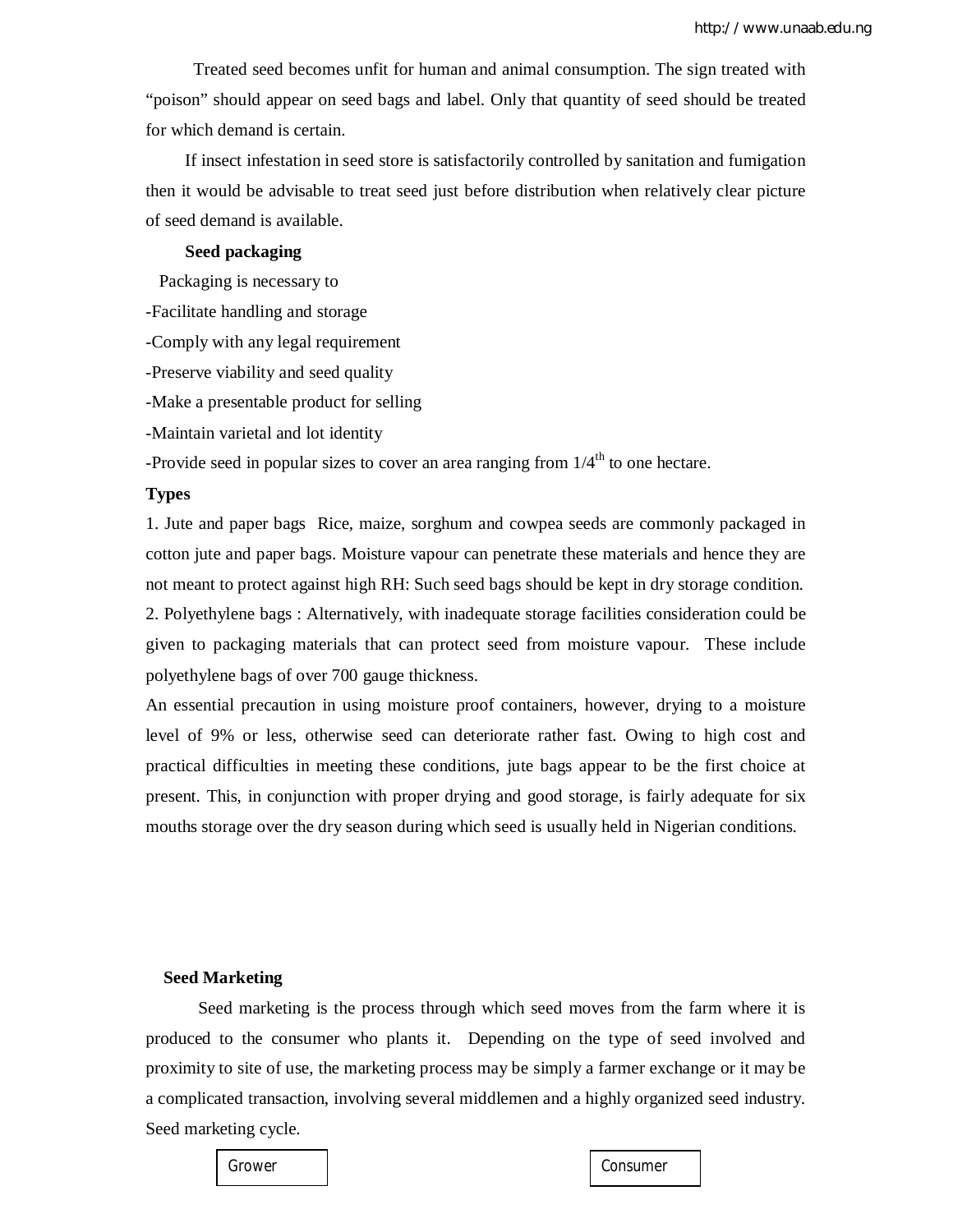Treated seed becomes unfit for human and animal consumption. The sign treated with “poison” should appear on seed bags and label. Only that quantity of seed should be treated for which demand is certain.

If insect infestation in seed store is satisfactorily controlled by sanitation and fumigation then it would be advisable to treat seed just before distribution when relatively clear picture of seed demand is available.

**Seed packaging**

Packaging is necessary to

-Facilitate handling and storage

-Comply with any legal requirement

-Preserve viability and seed quality

-Make a presentable product for selling

-Maintain varietal and lot identity

-Provide seed in popular sizes to cover an area ranging from 1/4th to one hectare.

**Types**

1. Jute and paper bags  Rice, maize, sorghum and cowpea seeds are commonly packaged in cotton jute and paper bags. Moisture vapour can penetrate these materials and hence they are not meant to protect against high RH: Such seed bags should be kept in dry storage condition.

2. Polyethylene bags : Alternatively, with inadequate storage facilities consideration could be given to packaging materials that can protect seed from moisture vapour.  These include polyethylene bags of over 700 gauge thickness.

An essential precaution in using moisture proof containers, however, drying to a moisture level of 9% or less, otherwise seed can deteriorate rather fast. Owing to high cost and practical difficulties in meeting these conditions, jute bags appear to be the first choice at present. This, in conjunction with proper drying and good storage, is fairly adequate for six mouths storage over the dry season during which seed is usually held in Nigerian conditions.

**Seed Marketing**

Seed marketing is the process through which seed moves from the farm where it is produced to the consumer who plants it.  Depending on the type of seed involved and proximity to site of use, the marketing process may be simply a farmer exchange or it may be a complicated transaction, involving several middlemen and a highly organized seed industry.

Seed marketing cycle.

Grower          Consumer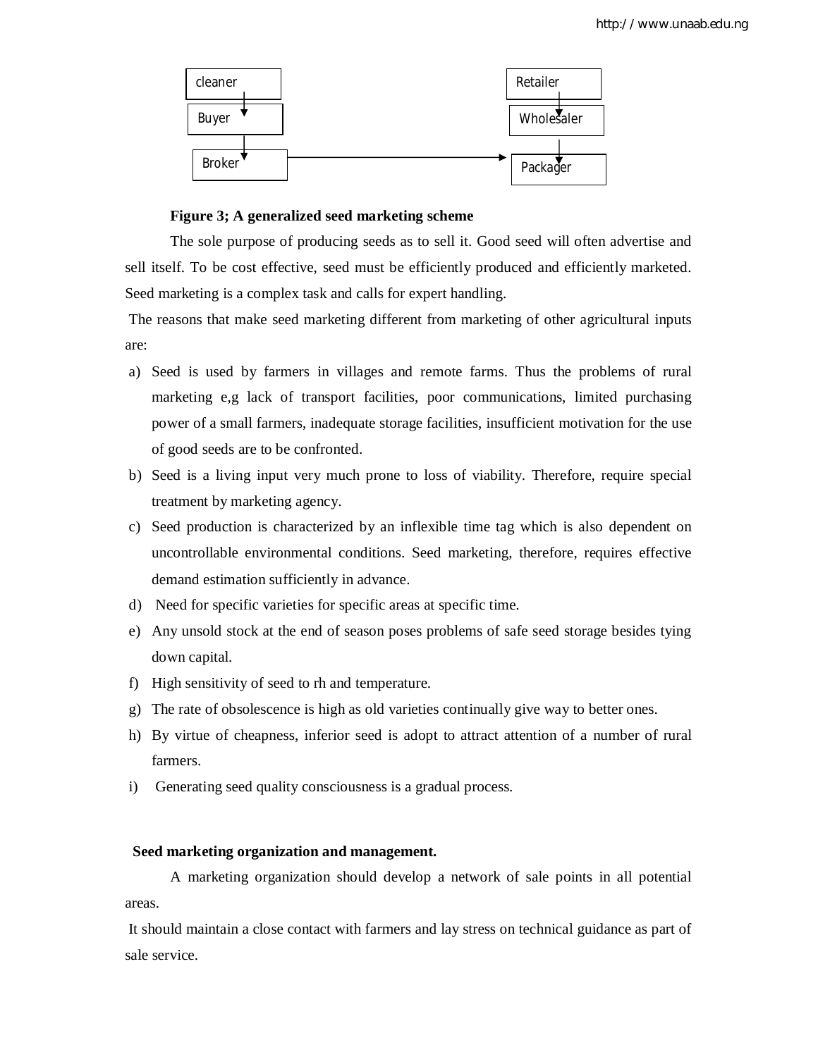cleaner → Buyer → Broker → Packager → Wholesaler → Retailer

**Figure 3; A generalized seed marketing scheme**

The sole purpose of producing seeds as to sell it. Good seed will often advertise and sell itself. To be cost effective, seed must be efficiently produced and efficiently marketed. Seed marketing is a complex task and calls for expert handling.

The reasons that make seed marketing different from marketing of other agricultural inputs are:

a) Seed is used by farmers in villages and remote farms. Thus the problems of rural marketing e,g lack of transport facilities, poor communications, limited purchasing power of a small farmers, inadequate storage facilities, insufficient motivation for the use of good seeds are to be confronted.
b) Seed is a living input very much prone to loss of viability. Therefore, require special treatment by marketing agency.
c) Seed production is characterized by an inflexible time tag which is also dependent on uncontrollable environmental conditions. Seed marketing, therefore, requires effective demand estimation sufficiently in advance.
d) Need for specific varieties for specific areas at specific time.
e) Any unsold stock at the end of season poses problems of safe seed storage besides tying down capital.
f) High sensitivity of seed to rh and temperature.
g) The rate of obsolescence is high as old varieties continually give way to better ones.
h) By virtue of cheapness, inferior seed is adopt to attract attention of a number of rural farmers.
i) Generating seed quality consciousness is a gradual process.

**Seed marketing organization and management.**

A marketing organization should develop a network of sale points in all potential areas.

It should maintain a close contact with farmers and lay stress on technical guidance as part of sale service.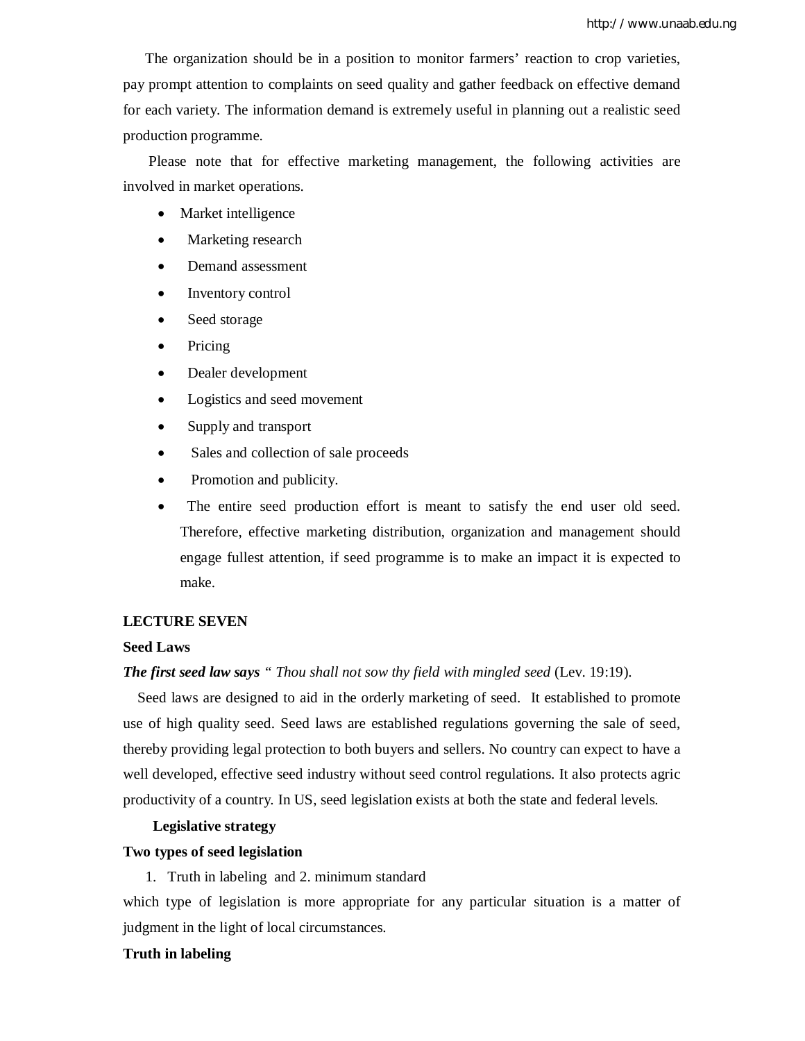The organization should be in a position to monitor farmers' reaction to crop varieties, pay prompt attention to complaints on seed quality and gather feedback on effective demand for each variety. The information demand is extremely useful in planning out a realistic seed production programme.

Please note that for effective marketing management, the following activities are involved in market operations.

- Market intelligence
- Marketing research
- Demand assessment
- Inventory control
- Seed storage
- Pricing
- Dealer development
- Logistics and seed movement
- Supply and transport
- Sales and collection of sale proceeds
- Promotion and publicity.
- The entire seed production effort is meant to satisfy the end user old seed. Therefore, effective marketing distribution, organization and management should engage fullest attention, if seed programme is to make an impact it is expected to make.

**LECTURE SEVEN**

**Seed Laws**

***The first seed law says*** *" Thou shall not sow thy field with mingled seed* (Lev. 19:19).

Seed laws are designed to aid in the orderly marketing of seed. It established to promote use of high quality seed. Seed laws are established regulations governing the sale of seed, thereby providing legal protection to both buyers and sellers. No country can expect to have a well developed, effective seed industry without seed control regulations. It also protects agric productivity of a country. In US, seed legislation exists at both the state and federal levels.

**Legislative strategy**

**Two types of seed legislation**

1. Truth in labeling and 2. minimum standard

which type of legislation is more appropriate for any particular situation is a matter of judgment in the light of local circumstances.

**Truth in labeling**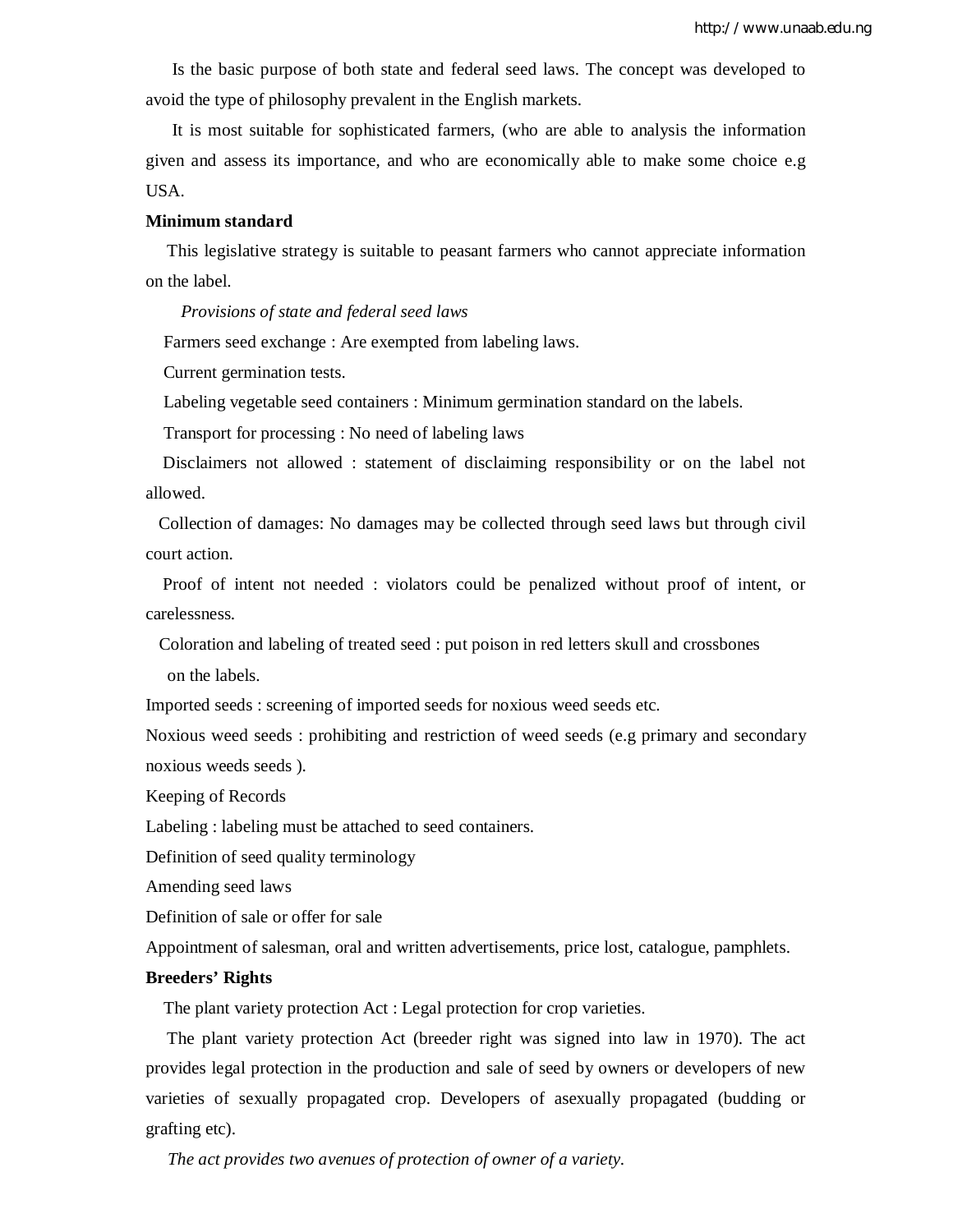Is the basic purpose of both state and federal seed laws. The concept was developed to avoid the type of philosophy prevalent in the English markets.

It is most suitable for sophisticated farmers, (who are able to analysis the information given and assess its importance, and who are economically able to make some choice e.g USA.

**Minimum standard**

This legislative strategy is suitable to peasant farmers who cannot appreciate information on the label.

*Provisions of state and federal seed laws*

Farmers seed exchange : Are exempted from labeling laws.

Current germination tests.

Labeling vegetable seed containers : Minimum germination standard on the labels.

Transport for processing : No need of labeling laws

Disclaimers not allowed : statement of disclaiming responsibility or on the label not allowed.

Collection of damages: No damages may be collected through seed laws but through civil court action.

Proof of intent not needed : violators could be penalized without proof of intent, or carelessness.

Coloration and labeling of treated seed : put poison in red letters skull and crossbones on the labels.

Imported seeds : screening of imported seeds for noxious weed seeds etc.

Noxious weed seeds : prohibiting and restriction of weed seeds (e.g primary and secondary noxious weeds seeds ).

Keeping of Records

Labeling : labeling must be attached to seed containers.

Definition of seed quality terminology

Amending seed laws

Definition of sale or offer for sale

Appointment of salesman, oral and written advertisements, price lost, catalogue, pamphlets.

**Breeders' Rights**

The plant variety protection Act : Legal protection for crop varieties.

The plant variety protection Act (breeder right was signed into law in 1970). The act provides legal protection in the production and sale of seed by owners or developers of new varieties of sexually propagated crop. Developers of asexually propagated (budding or grafting etc).

*The act provides two avenues of protection of owner of a variety.*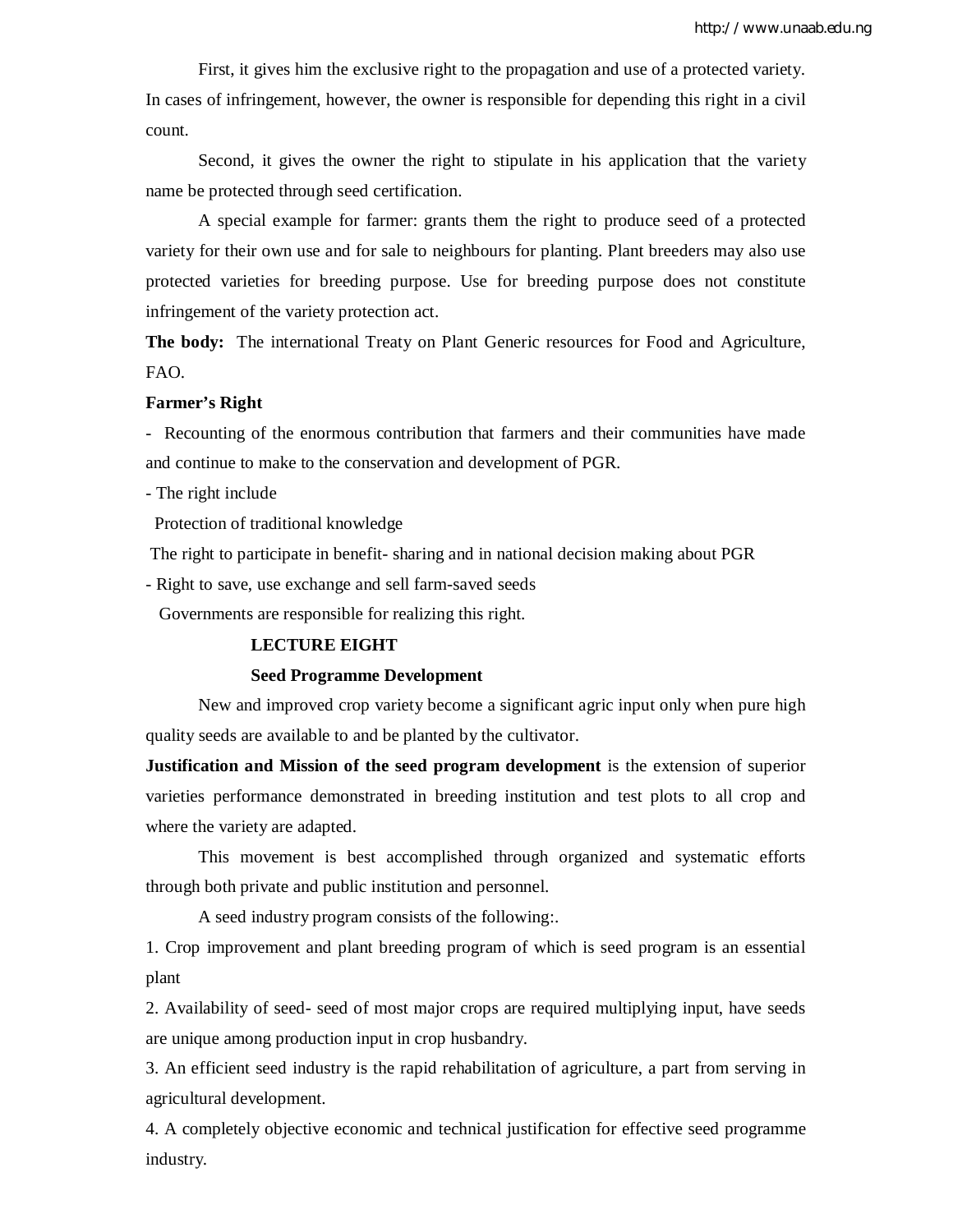First, it gives him the exclusive right to the propagation and use of a protected variety. In cases of infringement, however, the owner is responsible for depending this right in a civil count.

Second, it gives the owner the right to stipulate in his application that the variety name be protected through seed certification.

A special example for farmer: grants them the right to produce seed of a protected variety for their own use and for sale to neighbours for planting. Plant breeders may also use protected varieties for breeding purpose. Use for breeding purpose does not constitute infringement of the variety protection act.

**The body:** The international Treaty on Plant Generic resources for Food and Agriculture, FAO.

**Farmer's Right**

- Recounting of the enormous contribution that farmers and their communities have made and continue to make to the conservation and development of PGR.
- The right include

  Protection of traditional knowledge

  The right to participate in benefit- sharing and in national decision making about PGR
- Right to save, use exchange and sell farm-saved seeds

  Governments are responsible for realizing this right.

## LECTURE EIGHT

## Seed Programme Development

New and improved crop variety become a significant agric input only when pure high quality seeds are available to and be planted by the cultivator.

**Justification and Mission of the seed program development** is the extension of superior varieties performance demonstrated in breeding institution and test plots to all crop and where the variety are adapted.

This movement is best accomplished through organized and systematic efforts through both private and public institution and personnel.

A seed industry program consists of the following:.

1. Crop improvement and plant breeding program of which is seed program is an essential plant
2. Availability of seed- seed of most major crops are required multiplying input, have seeds are unique among production input in crop husbandry.
3. An efficient seed industry is the rapid rehabilitation of agriculture, a part from serving in agricultural development.
4. A completely objective economic and technical justification for effective seed programme industry.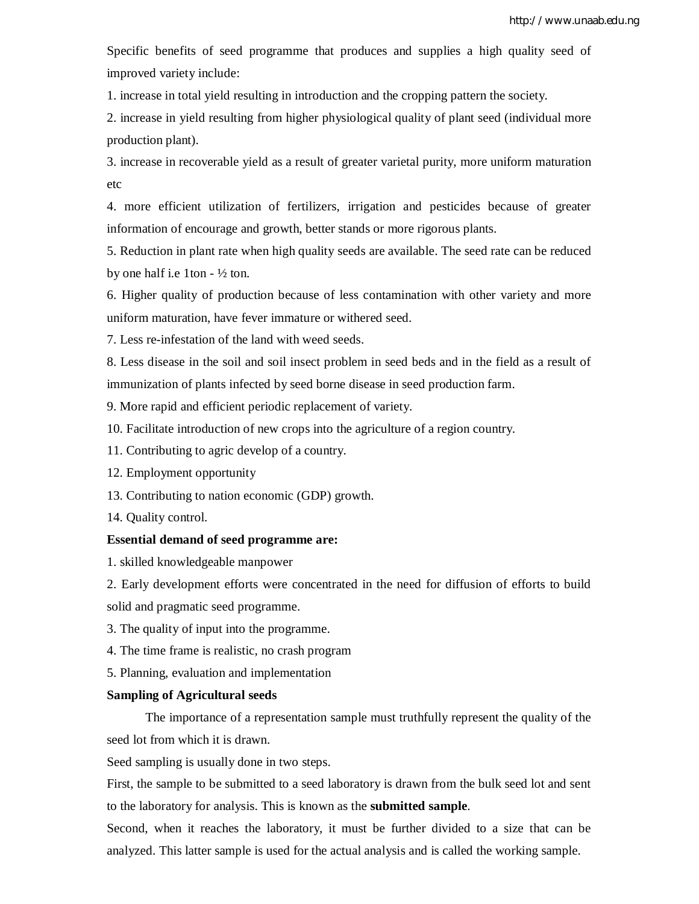Specific benefits of seed programme that produces and supplies a high quality seed of improved variety include:

1. increase in total yield resulting in introduction and the cropping pattern the society.
2. increase in yield resulting from higher physiological quality of plant seed (individual more production plant).
3. increase in recoverable yield as a result of greater varietal purity, more uniform maturation etc
4. more efficient utilization of fertilizers, irrigation and pesticides because of greater information of encourage and growth, better stands or more rigorous plants.
5. Reduction in plant rate when high quality seeds are available. The seed rate can be reduced by one half i.e 1ton - ½ ton.
6. Higher quality of production because of less contamination with other variety and more uniform maturation, have fever immature or withered seed.
7. Less re-infestation of the land with weed seeds.
8. Less disease in the soil and soil insect problem in seed beds and in the field as a result of immunization of plants infected by seed borne disease in seed production farm.
9. More rapid and efficient periodic replacement of variety.
10. Facilitate introduction of new crops into the agriculture of a region country.
11. Contributing to agric develop of a country.
12. Employment opportunity
13. Contributing to nation economic (GDP) growth.
14. Quality control.

**Essential demand of seed programme are:**

1. skilled knowledgeable manpower
2. Early development efforts were concentrated in the need for diffusion of efforts to build solid and pragmatic seed programme.
3. The quality of input into the programme.
4. The time frame is realistic, no crash program
5. Planning, evaluation and implementation

**Sampling of Agricultural seeds**

The importance of a representation sample must truthfully represent the quality of the seed lot from which it is drawn.

Seed sampling is usually done in two steps.

First, the sample to be submitted to a seed laboratory is drawn from the bulk seed lot and sent to the laboratory for analysis. This is known as the **submitted sample**.

Second, when it reaches the laboratory, it must be further divided to a size that can be analyzed. This latter sample is used for the actual analysis and is called the working sample.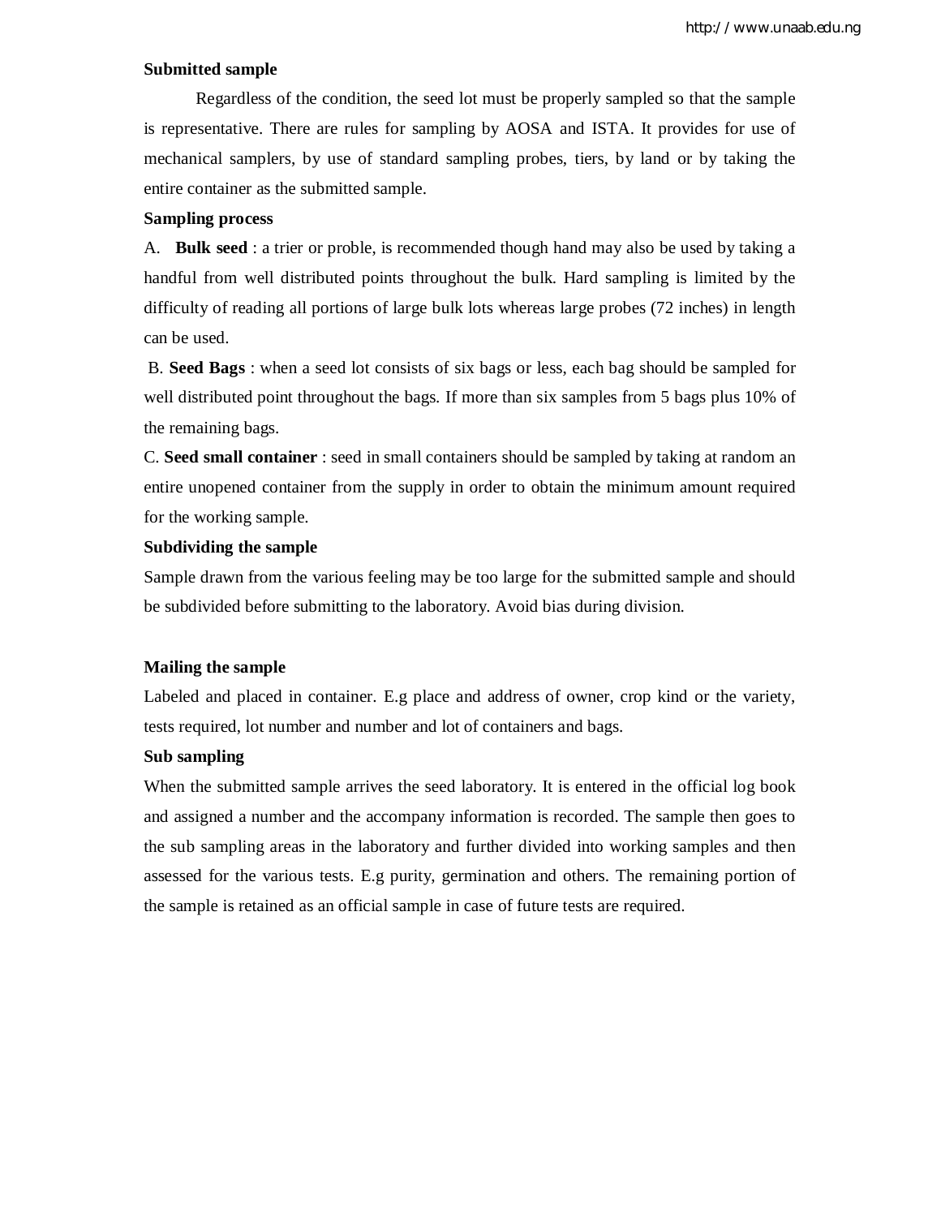**Submitted sample**

Regardless of the condition, the seed lot must be properly sampled so that the sample is representative. There are rules for sampling by AOSA and ISTA. It provides for use of mechanical samplers, by use of standard sampling probes, tiers, by land or by taking the entire container as the submitted sample.

**Sampling process**

A. **Bulk seed** : a trier or proble, is recommended though hand may also be used by taking a handful from well distributed points throughout the bulk. Hard sampling is limited by the difficulty of reading all portions of large bulk lots whereas large probes (72 inches) in length can be used.

B. **Seed Bags** : when a seed lot consists of six bags or less, each bag should be sampled for well distributed point throughout the bags. If more than six samples from 5 bags plus 10% of the remaining bags.

C. **Seed small container** : seed in small containers should be sampled by taking at random an entire unopened container from the supply in order to obtain the minimum amount required for the working sample.

**Subdividing the sample**

Sample drawn from the various feeling may be too large for the submitted sample and should be subdivided before submitting to the laboratory. Avoid bias during division.

**Mailing the sample**

Labeled and placed in container. E.g place and address of owner, crop kind or the variety, tests required, lot number and number and lot of containers and bags.

**Sub sampling**

When the submitted sample arrives the seed laboratory. It is entered in the official log book and assigned a number and the accompany information is recorded. The sample then goes to the sub sampling areas in the laboratory and further divided into working samples and then assessed for the various tests. E.g purity, germination and others. The remaining portion of the sample is retained as an official sample in case of future tests are required.